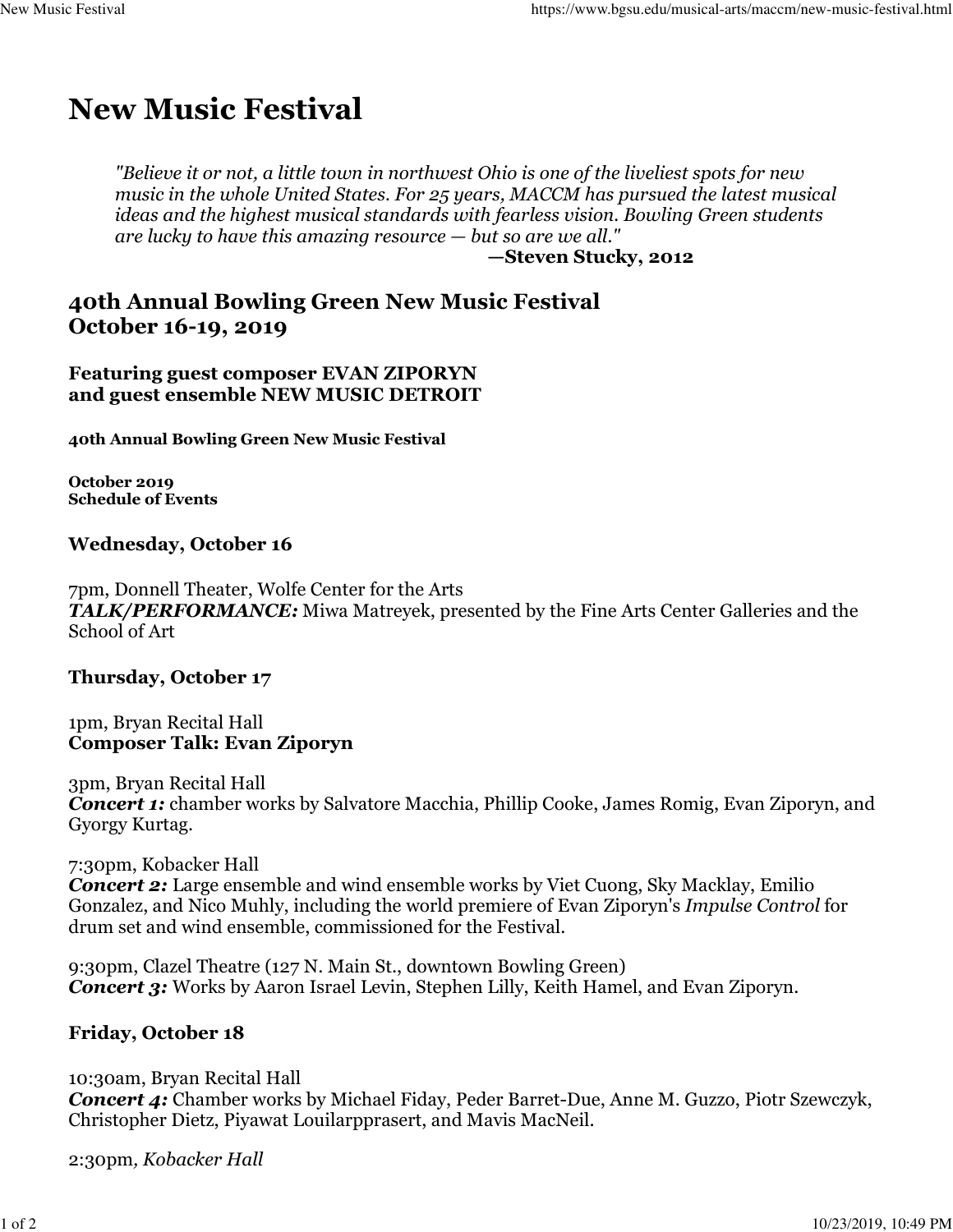# New Music Festival

> *"Believe it or not, a little town in northwest Ohio is one of the liveliest spots for new music in the whole United States. For 25 years, MACCM has pursued the latest musical ideas and the highest musical standards with fearless vision. Bowling Green students are lucky to have this amazing resource — but so are we all."*
>
> **—Steven Stucky, 2012**

## 40th Annual Bowling Green New Music Festival
## October 16-19, 2019

### Featuring guest composer EVAN ZIPORYN
### and guest ensemble NEW MUSIC DETROIT

**40th Annual Bowling Green New Music Festival**

**October 2019**
**Schedule of Events**

### Wednesday, October 16

7pm, Donnell Theater, Wolfe Center for the Arts
***TALK/PERFORMANCE:*** Miwa Matreyek, presented by the Fine Arts Center Galleries and the School of Art

### Thursday, October 17

1pm, Bryan Recital Hall
**Composer Talk: Evan Ziporyn**

3pm, Bryan Recital Hall
***Concert 1:*** chamber works by Salvatore Macchia, Phillip Cooke, James Romig, Evan Ziporyn, and Gyorgy Kurtag.

7:30pm, Kobacker Hall
***Concert 2:*** Large ensemble and wind ensemble works by Viet Cuong, Sky Macklay, Emilio Gonzalez, and Nico Muhly, including the world premiere of Evan Ziporyn's *Impulse Control* for drum set and wind ensemble, commissioned for the Festival.

9:30pm, Clazel Theatre (127 N. Main St., downtown Bowling Green)
***Concert 3:*** Works by Aaron Israel Levin, Stephen Lilly, Keith Hamel, and Evan Ziporyn.

### Friday, October 18

10:30am, Bryan Recital Hall
***Concert 4:*** Chamber works by Michael Fiday, Peder Barret-Due, Anne M. Guzzo, Piotr Szewczyk, Christopher Dietz, Piyawat Louilarpprasert, and Mavis MacNeil.

2:30pm*, Kobacker Hall*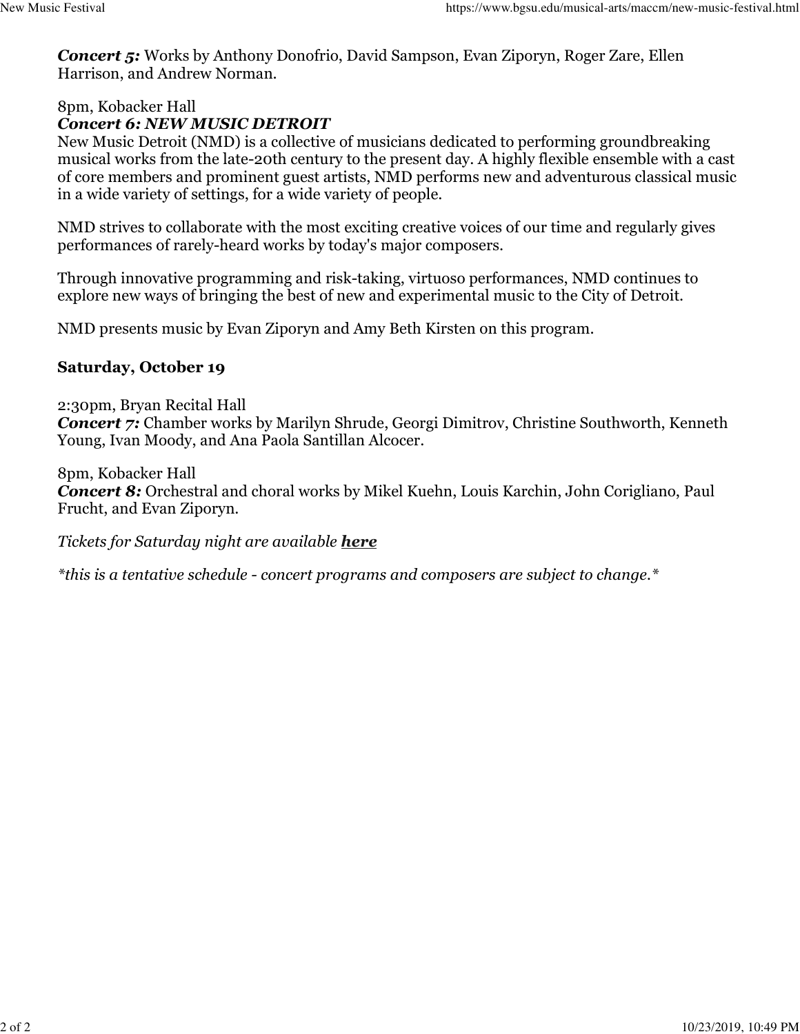***Concert 5:*** Works by Anthony Donofrio, David Sampson, Evan Ziporyn, Roger Zare, Ellen Harrison, and Andrew Norman.

8pm, Kobacker Hall
***Concert 6: NEW MUSIC DETROIT***
New Music Detroit (NMD) is a collective of musicians dedicated to performing groundbreaking musical works from the late-20th century to the present day. A highly flexible ensemble with a cast of core members and prominent guest artists, NMD performs new and adventurous classical music in a wide variety of settings, for a wide variety of people.

NMD strives to collaborate with the most exciting creative voices of our time and regularly gives performances of rarely-heard works by today's major composers.

Through innovative programming and risk-taking, virtuoso performances, NMD continues to explore new ways of bringing the best of new and experimental music to the City of Detroit.

NMD presents music by Evan Ziporyn and Amy Beth Kirsten on this program.

**Saturday, October 19**

2:30pm, Bryan Recital Hall
***Concert 7:*** Chamber works by Marilyn Shrude, Georgi Dimitrov, Christine Southworth, Kenneth Young, Ivan Moody, and Ana Paola Santillan Alcocer.

8pm, Kobacker Hall
***Concert 8:*** Orchestral and choral works by Mikel Kuehn, Louis Karchin, John Corigliano, Paul Frucht, and Evan Ziporyn.

*Tickets for Saturday night are available **here***

*\*this is a tentative schedule - concert programs and composers are subject to change.\**